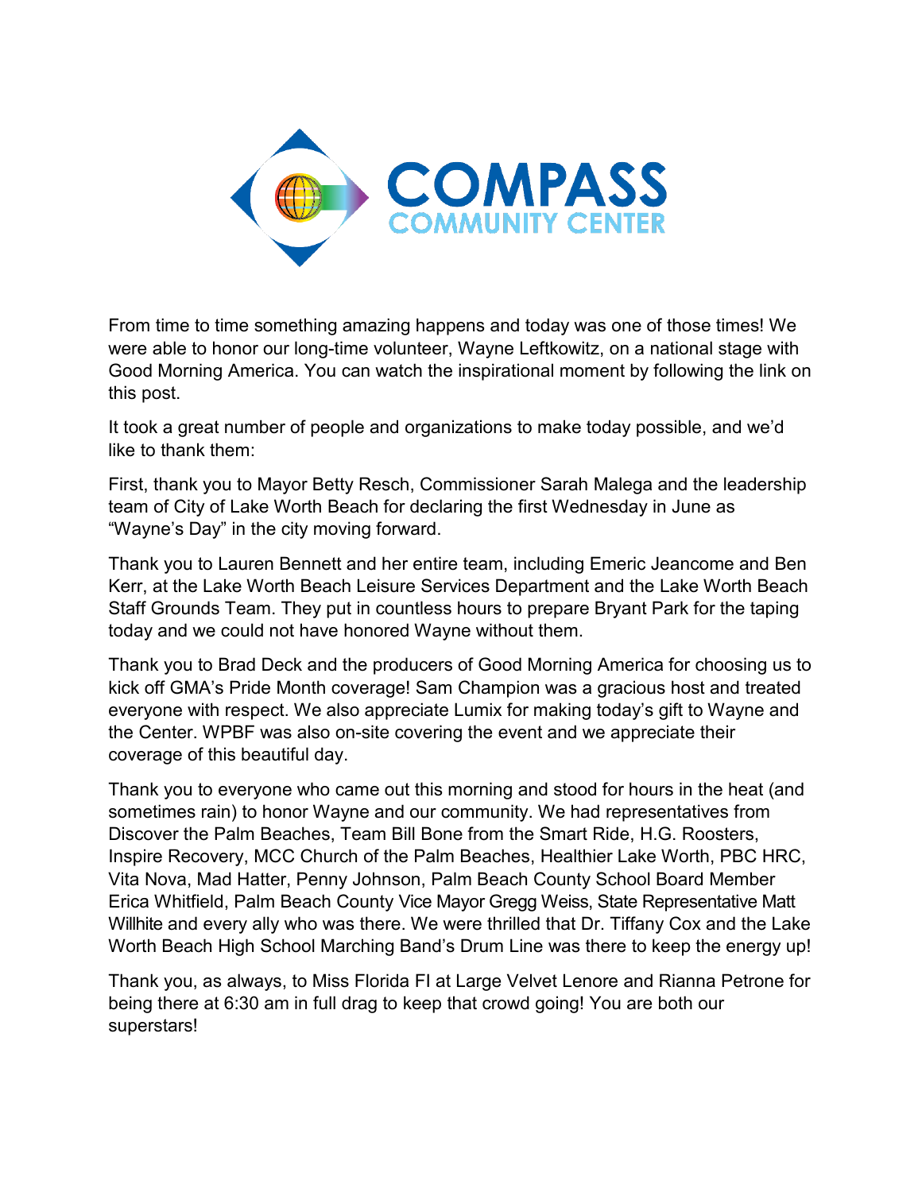# COMPASS COMMUNITY CENTER

From time to time something amazing happens and today was one of those times! We were able to honor our long-time volunteer, Wayne Leftkowitz, on a national stage with Good Morning America. You can watch the inspirational moment by following the link on this post.

It took a great number of people and organizations to make today possible, and we'd like to thank them:

First, thank you to Mayor Betty Resch, Commissioner Sarah Malega and the leadership team of City of Lake Worth Beach for declaring the first Wednesday in June as "Wayne's Day" in the city moving forward.

Thank you to Lauren Bennett and her entire team, including Emeric Jeancome and Ben Kerr, at the Lake Worth Beach Leisure Services Department and the Lake Worth Beach Staff Grounds Team. They put in countless hours to prepare Bryant Park for the taping today and we could not have honored Wayne without them.

Thank you to Brad Deck and the producers of Good Morning America for choosing us to kick off GMA's Pride Month coverage! Sam Champion was a gracious host and treated everyone with respect. We also appreciate Lumix for making today's gift to Wayne and the Center. WPBF was also on-site covering the event and we appreciate their coverage of this beautiful day.

Thank you to everyone who came out this morning and stood for hours in the heat (and sometimes rain) to honor Wayne and our community. We had representatives from Discover the Palm Beaches, Team Bill Bone from the Smart Ride, H.G. Roosters, Inspire Recovery, MCC Church of the Palm Beaches, Healthier Lake Worth, PBC HRC, Vita Nova, Mad Hatter, Penny Johnson, Palm Beach County School Board Member Erica Whitfield, Palm Beach County Vice Mayor Gregg Weiss, State Representative Matt Willhite and every ally who was there. We were thrilled that Dr. Tiffany Cox and the Lake Worth Beach High School Marching Band's Drum Line was there to keep the energy up!

Thank you, as always, to Miss Florida Fl at Large Velvet Lenore and Rianna Petrone for being there at 6:30 am in full drag to keep that crowd going! You are both our superstars!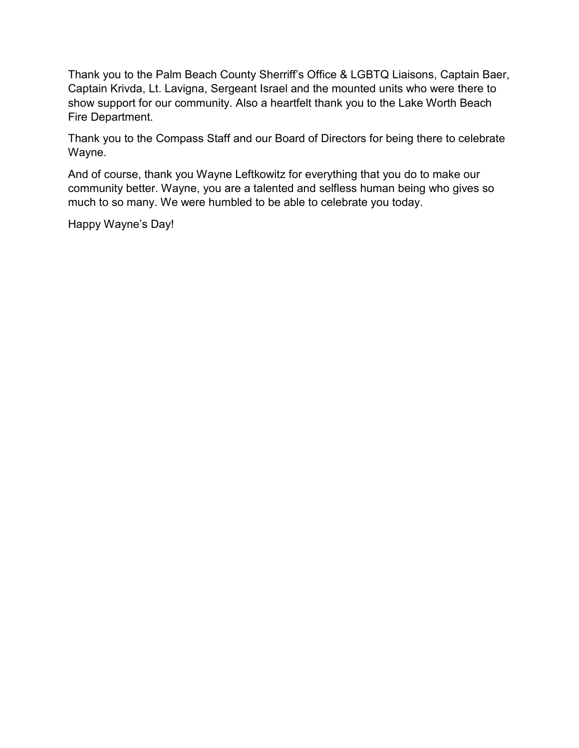Thank you to the Palm Beach County Sherriff's Office & LGBTQ Liaisons, Captain Baer, Captain Krivda, Lt. Lavigna, Sergeant Israel and the mounted units who were there to show support for our community. Also a heartfelt thank you to the Lake Worth Beach Fire Department.

Thank you to the Compass Staff and our Board of Directors for being there to celebrate Wayne.

And of course, thank you Wayne Leftkowitz for everything that you do to make our community better. Wayne, you are a talented and selfless human being who gives so much to so many. We were humbled to be able to celebrate you today.

Happy Wayne's Day!